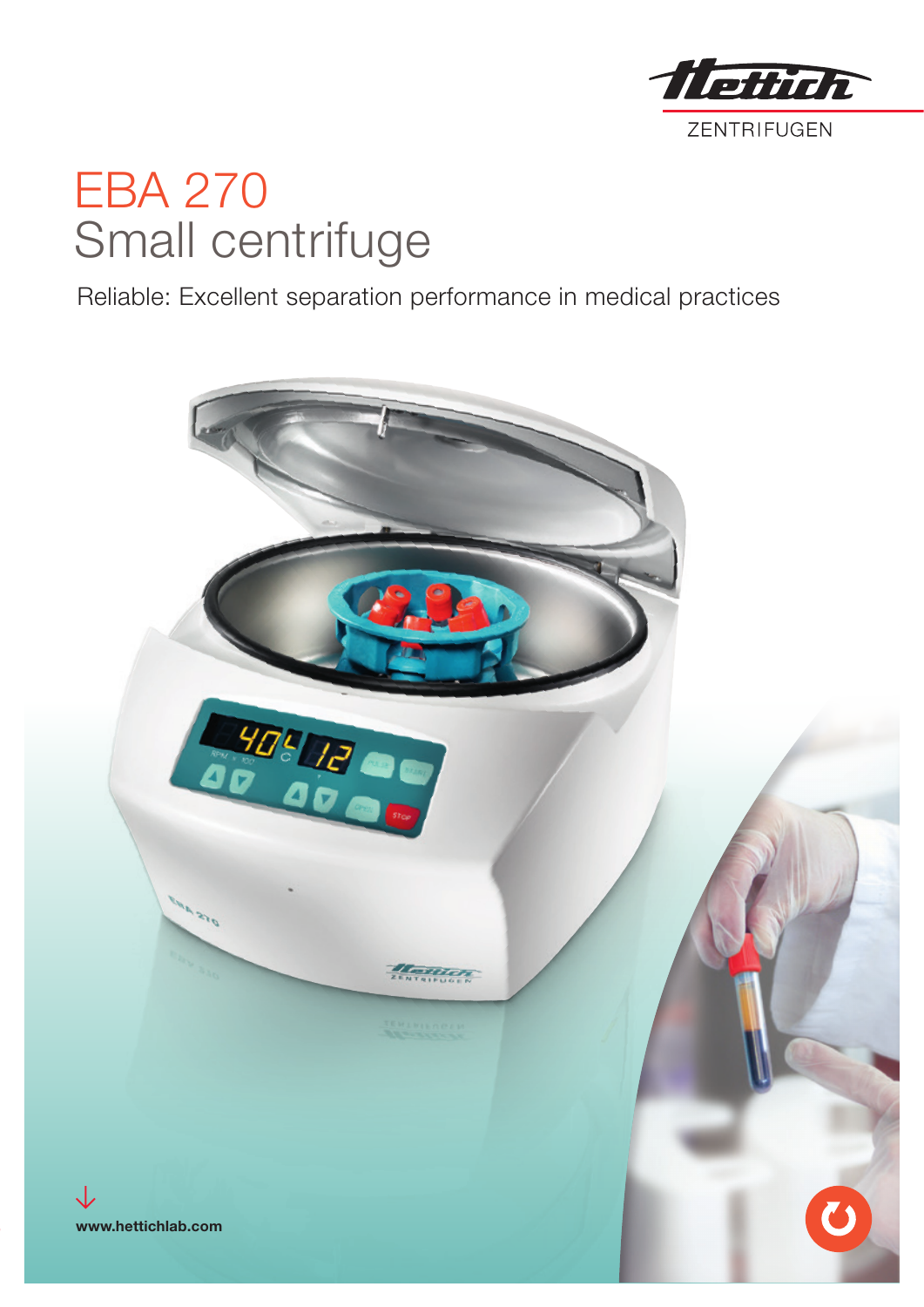ZENTRIFUGEN

# EBA 270
## Small centrifuge

Reliable: Excellent separation performance in medical practices

↓

**www.hettichlab.com**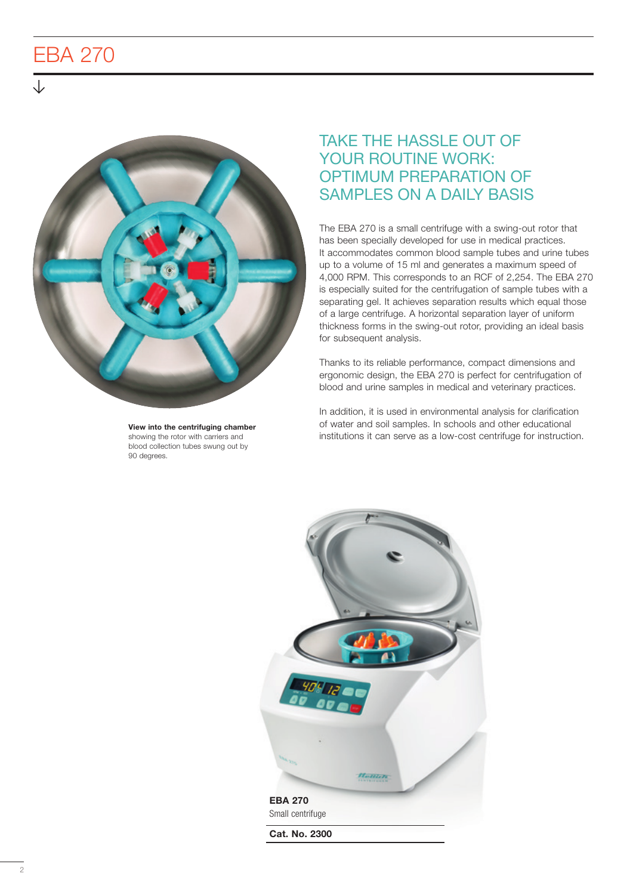# EBA 270

## TAKE THE HASSLE OUT OF YOUR ROUTINE WORK: OPTIMUM PREPARATION OF SAMPLES ON A DAILY BASIS

The EBA 270 is a small centrifuge with a swing-out rotor that has been specially developed for use in medical practices. It accommodates common blood sample tubes and urine tubes up to a volume of 15 ml and generates a maximum speed of 4,000 RPM. This corresponds to an RCF of 2,254. The EBA 270 is especially suited for the centrifugation of sample tubes with a separating gel. It achieves separation results which equal those of a large centrifuge. A horizontal separation layer of uniform thickness forms in the swing-out rotor, providing an ideal basis for subsequent analysis.

Thanks to its reliable performance, compact dimensions and ergonomic design, the EBA 270 is perfect for centrifugation of blood and urine samples in medical and veterinary practices.

In addition, it is used in environmental analysis for clarification of water and soil samples. In schools and other educational institutions it can serve as a low-cost centrifuge for instruction.

**View into the centrifuging chamber** showing the rotor with carriers and blood collection tubes swung out by 90 degrees.

**EBA 270**
Small centrifuge

**Cat. No. 2300**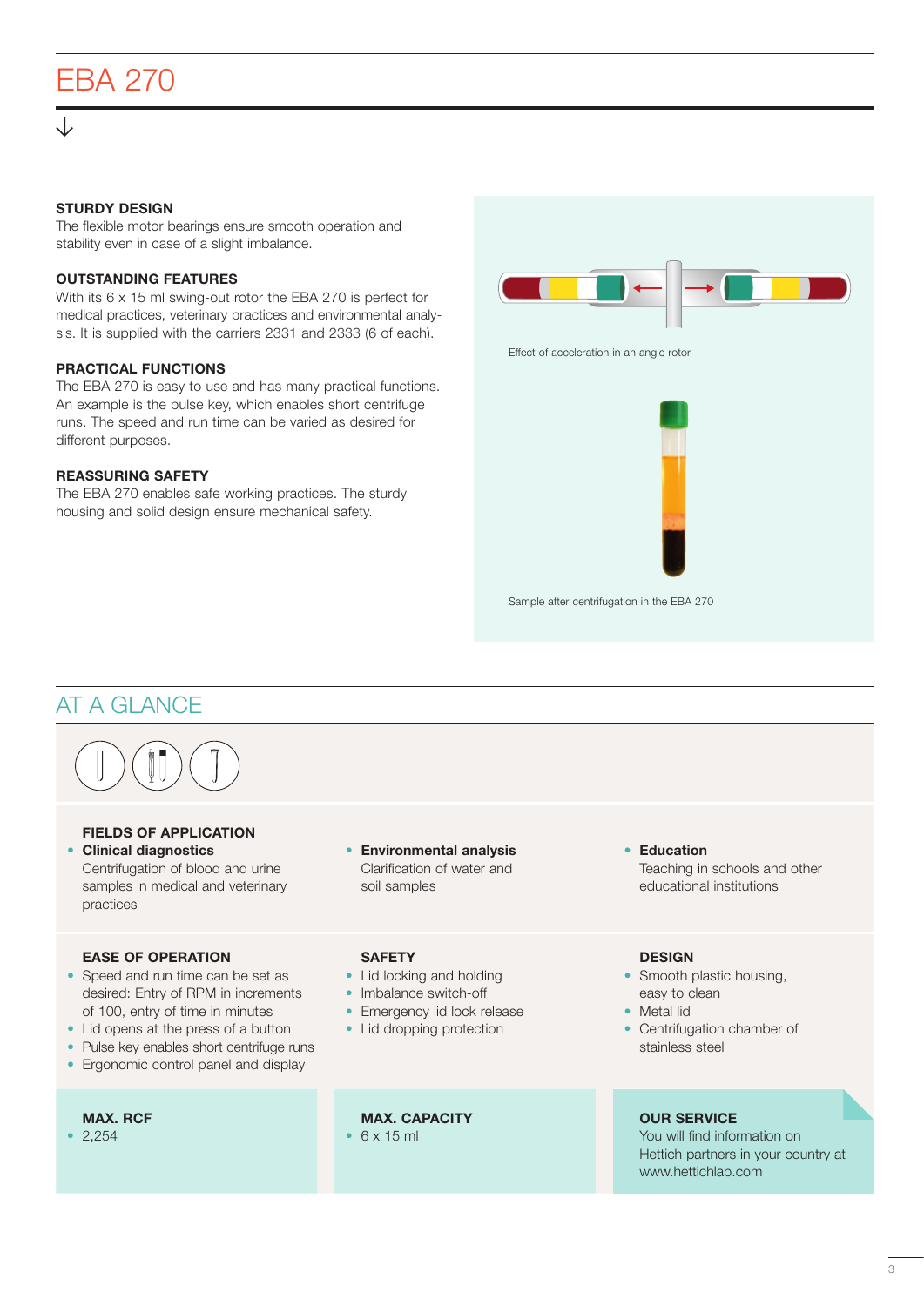# EBA 270

### STURDY DESIGN

The flexible motor bearings ensure smooth operation and stability even in case of a slight imbalance.

### OUTSTANDING FEATURES

With its 6 x 15 ml swing-out rotor the EBA 270 is perfect for medical practices, veterinary practices and environmental analysis. It is supplied with the carriers 2331 and 2333 (6 of each).

### PRACTICAL FUNCTIONS

The EBA 270 is easy to use and has many practical functions. An example is the pulse key, which enables short centrifuge runs. The speed and run time can be varied as desired for different purposes.

### REASSURING SAFETY

The EBA 270 enables safe working practices. The sturdy housing and solid design ensure mechanical safety.

Effect of acceleration in an angle rotor

Sample after centrifugation in the EBA 270

## AT A GLANCE

### FIELDS OF APPLICATION

- **Clinical diagnostics**
  Centrifugation of blood and urine samples in medical and veterinary practices
- **Environmental analysis**
  Clarification of water and soil samples
- **Education**
  Teaching in schools and other educational institutions

### EASE OF OPERATION

- Speed and run time can be set as desired: Entry of RPM in increments of 100, entry of time in minutes
- Lid opens at the press of a button
- Pulse key enables short centrifuge runs
- Ergonomic control panel and display

### SAFETY

- Lid locking and holding
- Imbalance switch-off
- Emergency lid lock release
- Lid dropping protection

### DESIGN

- Smooth plastic housing, easy to clean
- Metal lid
- Centrifugation chamber of stainless steel

### MAX. RCF

- 2,254

### MAX. CAPACITY

- 6 x 15 ml

### OUR SERVICE

You will find information on Hettich partners in your country at www.hettichlab.com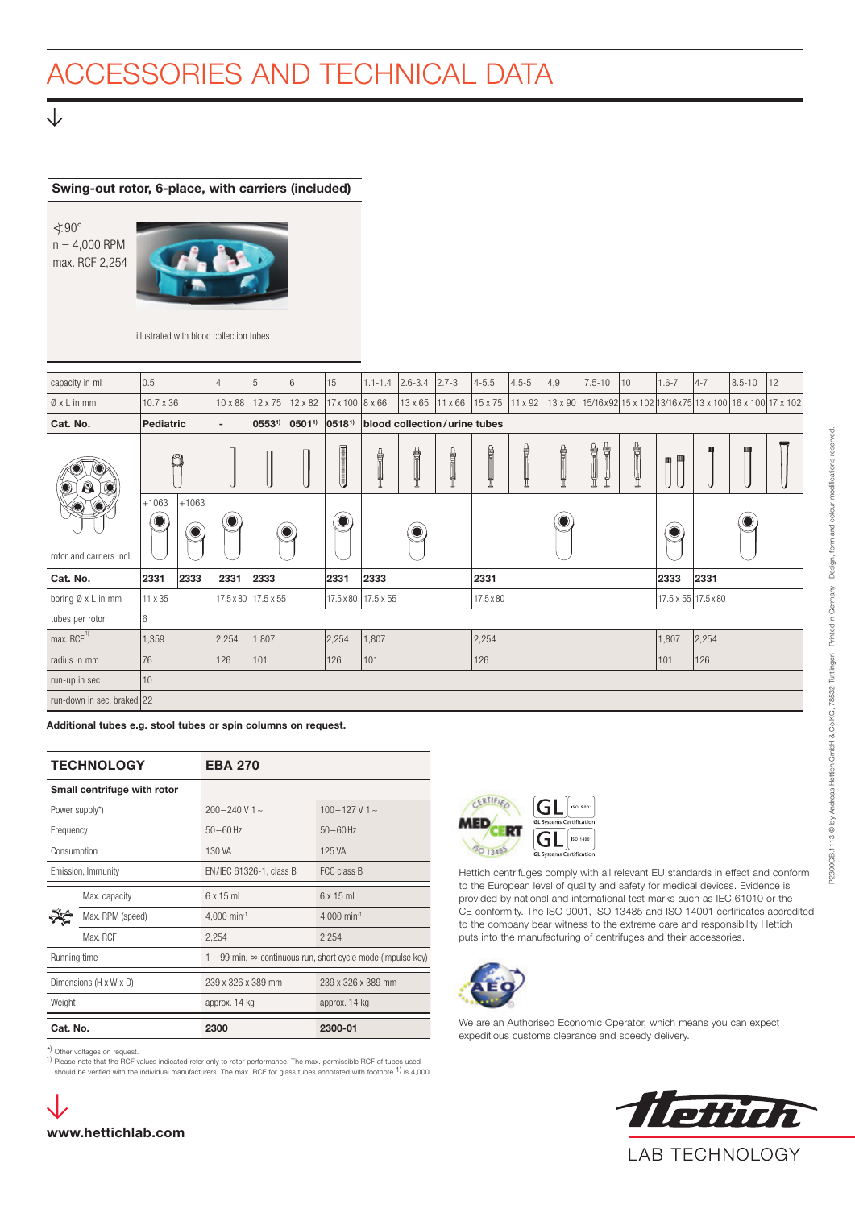# ACCESSORIES AND TECHNICAL DATA

## Swing-out rotor, 6-place, with carriers (included)

∢90°
n = 4,000 RPM
max. RCF 2,254

illustrated with blood collection tubes

| capacity in ml | 0.5 | | 4 | 5 | 6 | 15 | 1.1-1.4 | 2.6-3.4 | 2.7-3 | 4-5.5 | 4.5-5 | 4,9 | 7.5-10 | 10 | 1.6-7 | 4-7 | 8.5-10 | 12 |
|---|---|---|---|---|---|---|---|---|---|---|---|---|---|---|---|---|---|---|
| Ø x L in mm | 10.7 x 36 | | 10 x 88 | 12 x 75 | 12 x 82 | 17 x 100 | 8 x 66 | 13 x 65 | 11 x 66 | 15 x 75 | 11 x 92 | 13 x 90 | 15/16x92 | 15 x 102 | 13/16x75 | 13 x 100 | 16 x 100 | 17 x 102 |
| **Cat. No.** | **Pediatric** | | - | **0553**[1] | **0501**[1] | **0518**[1] | **blood collection / urine tubes** | | | | | | | | | | | |
| rotor and carriers incl. | +1063 | +1063 | | | | | | | | | | | | | | | | |
| **Cat. No.** | **2331** | **2333** | **2331** | **2333** | | **2331** | **2333** | | | **2331** | | | | | **2333** | **2331** | | |
| boring Ø x L in mm | 11 x 35 | | 17.5 x 80 | 17.5 x 55 | | 17.5 x 80 | 17.5 x 55 | | | 17.5 x 80 | | | | | 17.5 x 55 | 17.5 x 80 | | |
| tubes per rotor | 6 | | | | | | | | | | | | | | | | | |
| max. RCF[1] | 1,359 | | 2,254 | 1,807 | | 2,254 | 1,807 | | | 2,254 | | | | | 1,807 | 2,254 | | |
| radius in mm | 76 | | 126 | 101 | | 126 | 101 | | | 126 | | | | | 101 | 126 | | |
| run-up in sec | 10 | | | | | | | | | | | | | | | | | |
| run-down in sec, braked | 22 | | | | | | | | | | | | | | | | | |

**Additional tubes e.g. stool tubes or spin columns on request.**

| **TECHNOLOGY** | **EBA 270** | |
|---|---|---|
| **Small centrifuge with rotor** | | |
| Power supply*) | 200 – 240 V 1 ~ | 100 – 127 V 1 ~ |
| Frequency | 50 – 60 Hz | 50 – 60 Hz |
| Consumption | 130 VA | 125 VA |
| Emission, Immunity | EN/IEC 61326-1, class B | FCC class B |
| Max. capacity | 6 x 15 ml | 6 x 15 ml |
| Max. RPM (speed) | 4,000 min⁻¹ | 4,000 min⁻¹ |
| Max. RCF | 2,254 | 2,254 |
| Running time | 1 – 99 min, ∞ continuous run, short cycle mode (impulse key) | |
| Dimensions (H x W x D) | 239 x 326 x 389 mm | 239 x 326 x 389 mm |
| Weight | approx. 14 kg | approx. 14 kg |
| **Cat. No.** | **2300** | **2300-01** |

*) Other voltages on request.
[1] Please note that the RCF values indicated refer only to rotor performance. The max. permissible RCF of tubes used should be verified with the individual manufacturers. The max. RCF for glass tubes annotated with footnote [1] is 4,000.

Hettich centrifuges comply with all relevant EU standards in effect and conform to the European level of quality and safety for medical devices. Evidence is provided by national and international test marks such as IEC 61010 or the CE conformity. The ISO 9001, ISO 13485 and ISO 14001 certificates accredited to the company bear witness to the extreme care and responsibility Hettich puts into the manufacturing of centrifuges and their accessories.

We are an Authorised Economic Operator, which means you can expect expeditious customs clearance and speedy delivery.

**www.hettichlab.com**

Hettich LAB TECHNOLOGY

P2300GB.1113 © by Andreas Hettich GmbH & Co.KG, 78532 Tuttlingen · Printed in Germany · Design, form and colour modifications reserved.